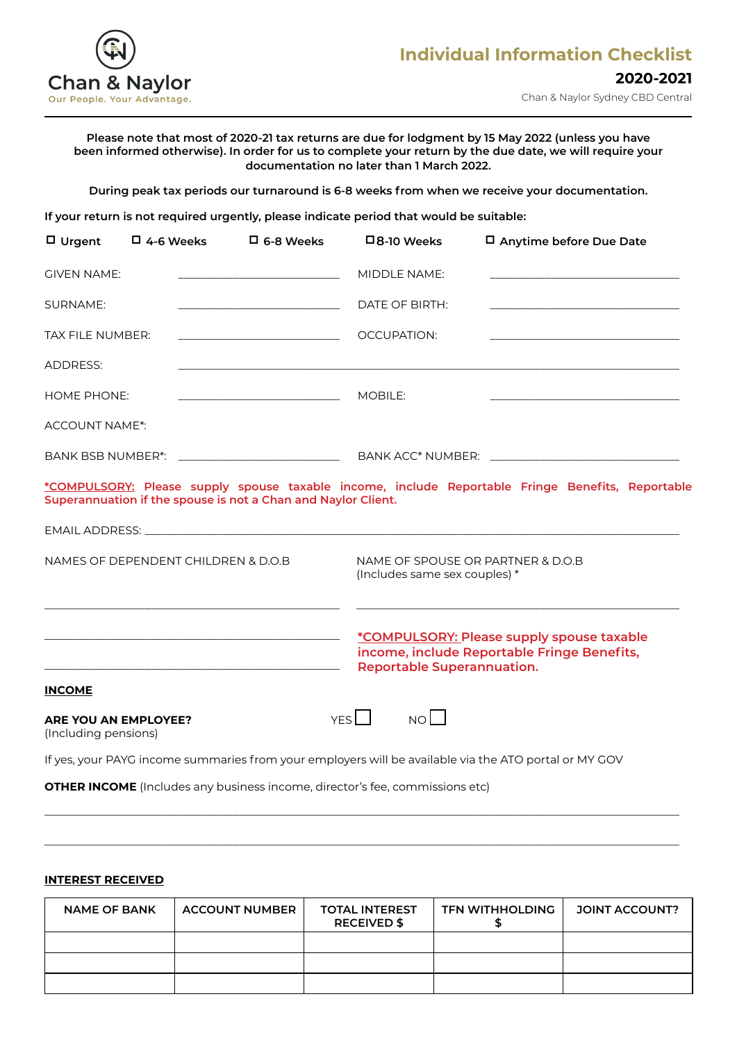Chan & Naylor
Our People. Your Advantage.

# Individual Information Checklist

## 2020-2021

Chan & Naylor Sydney CBD Central

**Please note that most of 2020-21 tax returns are due for lodgment by 15 May 2022 (unless you have been informed otherwise). In order for us to complete your return by the due date, we will require your documentation no later than 1 March 2022.**

**During peak tax periods our turnaround is 6-8 weeks from when we receive your documentation.**

**If your return is not required urgently, please indicate period that would be suitable:**

☐ **Urgent** ☐ **4-6 Weeks** ☐ **6-8 Weeks** ☐ **8-10 Weeks** ☐ **Anytime before Due Date**

GIVEN NAME: ____________________ MIDDLE NAME: ____________________

SURNAME: ____________________ DATE OF BIRTH: ____________________

TAX FILE NUMBER: ____________________ OCCUPATION: ____________________

ADDRESS: ________________________________________________

HOME PHONE: ____________________ MOBILE: ____________________

ACCOUNT NAME*:

BANK BSB NUMBER*: ____________________ BANK ACC* NUMBER: ____________________

**\*COMPULSORY: Please supply spouse taxable income, include Reportable Fringe Benefits, Reportable Superannuation if the spouse is not a Chan and Naylor Client.**

EMAIL ADDRESS: ________________________________________________

NAMES OF DEPENDENT CHILDREN & D.O.B

________________________________________________

________________________________________________

________________________________________________

NAME OF SPOUSE OR PARTNER & D.O.B
(Includes same sex couples) *

________________________________________________

**\*COMPULSORY: Please supply spouse taxable income, include Reportable Fringe Benefits, Reportable Superannuation.**

## INCOME

**ARE YOU AN EMPLOYEE?** YES ☐ NO ☐
(Including pensions)

If yes, your PAYG income summaries from your employers will be available via the ATO portal or MY GOV

**OTHER INCOME** (Includes any business income, director's fee, commissions etc)

________________________________________________

________________________________________________

## INTEREST RECEIVED

| NAME OF BANK | ACCOUNT NUMBER | TOTAL INTEREST RECEIVED $ | TFN WITHHOLDING $ | JOINT ACCOUNT? |
|---|---|---|---|---|
| | | | | |
| | | | | |
| | | | | |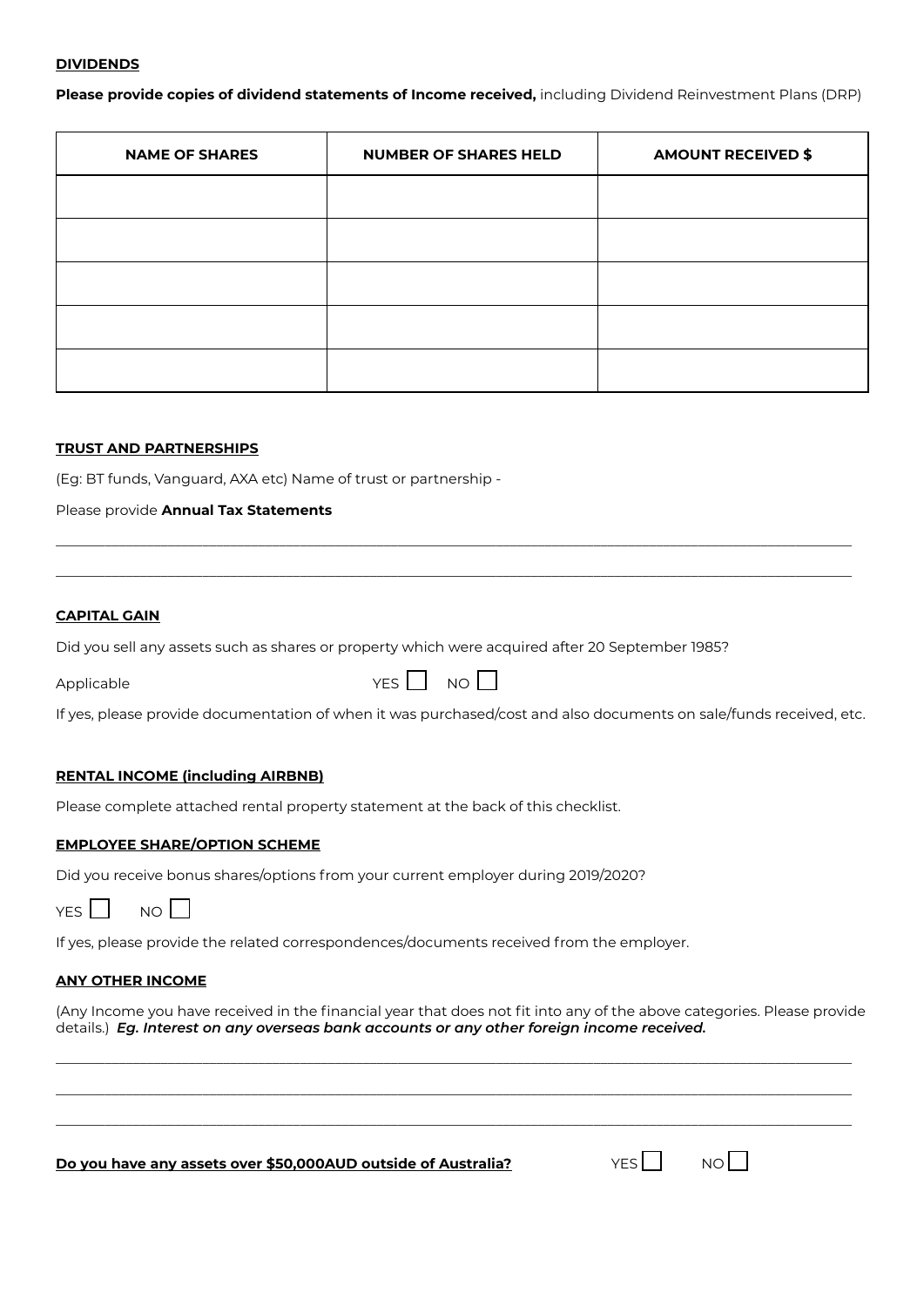**<u>DIVIDENDS</u>**

**Please provide copies of dividend statements of Income received,** including Dividend Reinvestment Plans (DRP)

| NAME OF SHARES | NUMBER OF SHARES HELD | AMOUNT RECEIVED $ |
|---|---|---|
| | | |
| | | |
| | | |
| | | |
| | | |

**<u>TRUST AND PARTNERSHIPS</u>**

(Eg: BT funds, Vanguard, AXA etc) Name of trust or partnership -

Please provide **Annual Tax Statements**

\_\_\_\_\_\_\_\_\_\_\_\_\_\_\_\_\_\_\_\_\_\_\_\_\_\_\_\_\_\_\_\_\_\_\_\_\_\_\_\_\_\_\_\_\_\_\_\_\_\_\_\_\_\_\_\_\_\_\_\_\_\_\_\_\_\_\_\_\_\_\_\_\_\_\_\_\_\_

\_\_\_\_\_\_\_\_\_\_\_\_\_\_\_\_\_\_\_\_\_\_\_\_\_\_\_\_\_\_\_\_\_\_\_\_\_\_\_\_\_\_\_\_\_\_\_\_\_\_\_\_\_\_\_\_\_\_\_\_\_\_\_\_\_\_\_\_\_\_\_\_\_\_\_\_\_\_

**<u>CAPITAL GAIN</u>**

Did you sell any assets such as shares or property which were acquired after 20 September 1985?

Applicable YES ☐ NO ☐

If yes, please provide documentation of when it was purchased/cost and also documents on sale/funds received, etc.

**<u>RENTAL INCOME (including AIRBNB)</u>**

Please complete attached rental property statement at the back of this checklist.

**<u>EMPLOYEE SHARE/OPTION SCHEME</u>**

Did you receive bonus shares/options from your current employer during 2019/2020?

YES ☐ NO ☐

If yes, please provide the related correspondences/documents received from the employer.

**<u>ANY OTHER INCOME</u>**

(Any Income you have received in the financial year that does not fit into any of the above categories. Please provide details.) ***Eg. Interest on any overseas bank accounts or any other foreign income received.***

\_\_\_\_\_\_\_\_\_\_\_\_\_\_\_\_\_\_\_\_\_\_\_\_\_\_\_\_\_\_\_\_\_\_\_\_\_\_\_\_\_\_\_\_\_\_\_\_\_\_\_\_\_\_\_\_\_\_\_\_\_\_\_\_\_\_\_\_\_\_\_\_\_\_\_\_\_\_

\_\_\_\_\_\_\_\_\_\_\_\_\_\_\_\_\_\_\_\_\_\_\_\_\_\_\_\_\_\_\_\_\_\_\_\_\_\_\_\_\_\_\_\_\_\_\_\_\_\_\_\_\_\_\_\_\_\_\_\_\_\_\_\_\_\_\_\_\_\_\_\_\_\_\_\_\_\_

\_\_\_\_\_\_\_\_\_\_\_\_\_\_\_\_\_\_\_\_\_\_\_\_\_\_\_\_\_\_\_\_\_\_\_\_\_\_\_\_\_\_\_\_\_\_\_\_\_\_\_\_\_\_\_\_\_\_\_\_\_\_\_\_\_\_\_\_\_\_\_\_\_\_\_\_\_\_

**<u>Do you have any assets over $50,000AUD outside of Australia?</u>** YES ☐ NO ☐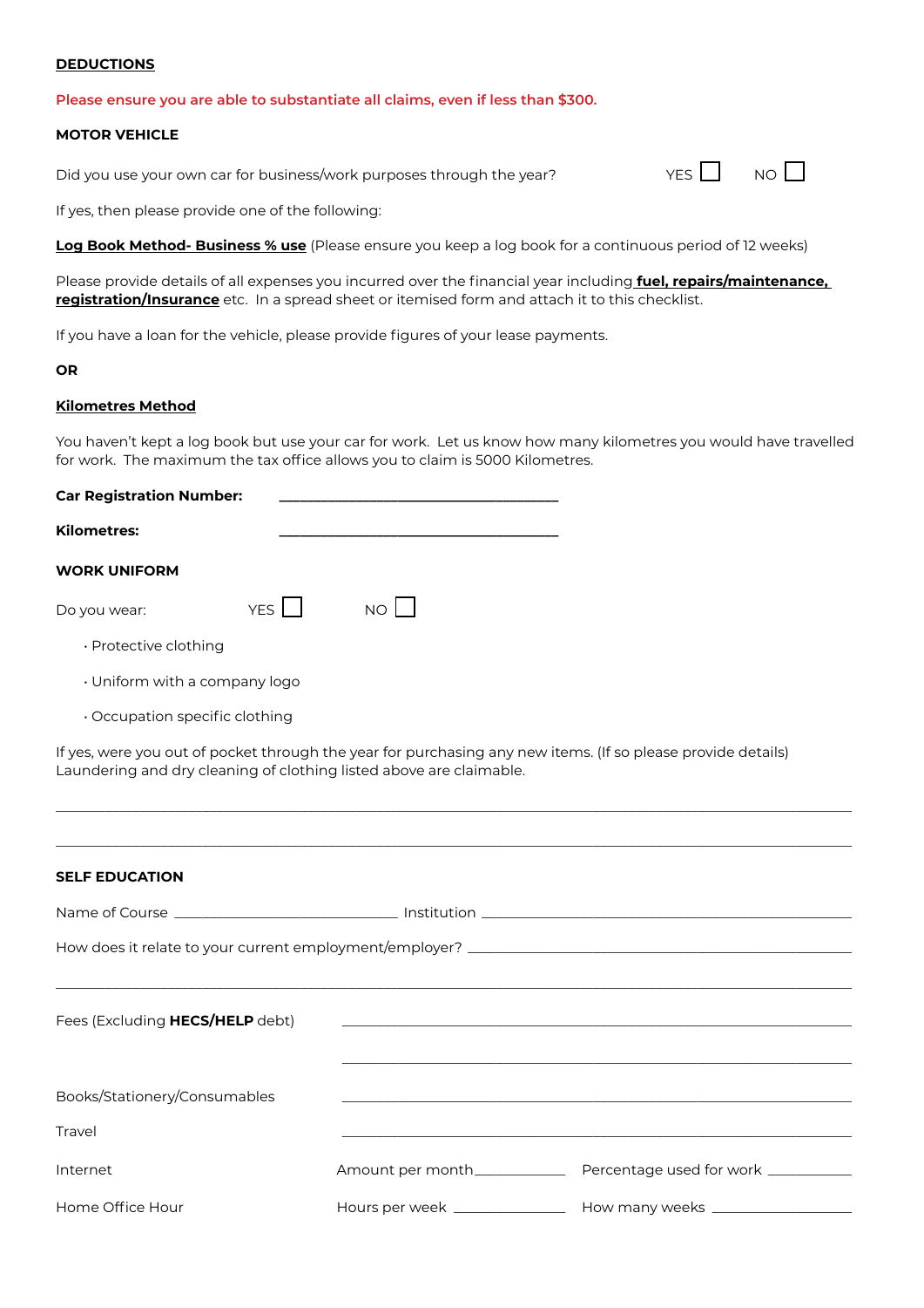**DEDUCTIONS**

**Please ensure you are able to substantiate all claims, even if less than $300.**

**MOTOR VEHICLE**

Did you use your own car for business/work purposes through the year? YES ☐ NO ☐

If yes, then please provide one of the following:

**Log Book Method- Business % use** (Please ensure you keep a log book for a continuous period of 12 weeks)

Please provide details of all expenses you incurred over the financial year including **fuel, repairs/maintenance, registration/Insurance** etc. In a spread sheet or itemised form and attach it to this checklist.

If you have a loan for the vehicle, please provide figures of your lease payments.

**OR**

**Kilometres Method**

You haven't kept a log book but use your car for work. Let us know how many kilometres you would have travelled for work. The maximum the tax office allows you to claim is 5000 Kilometres.

**Car Registration Number:** ______________________________

**Kilometres:** ______________________________

**WORK UNIFORM**

Do you wear: YES ☐ NO ☐

- Protective clothing
- Uniform with a company logo
- Occupation specific clothing

If yes, were you out of pocket through the year for purchasing any new items. (If so please provide details) Laundering and dry cleaning of clothing listed above are claimable.

______________________________________________________________________________

______________________________________________________________________________

**SELF EDUCATION**

Name of Course ______________________ Institution ______________________________

How does it relate to your current employment/employer? ______________________________

______________________________________________________________________________

Fees (Excluding **HECS/HELP** debt) ______________________________

______________________________

Books/Stationery/Consumables ______________________________

Travel ______________________________

Internet Amount per month__________ Percentage used for work __________

Home Office Hour Hours per week __________ How many weeks __________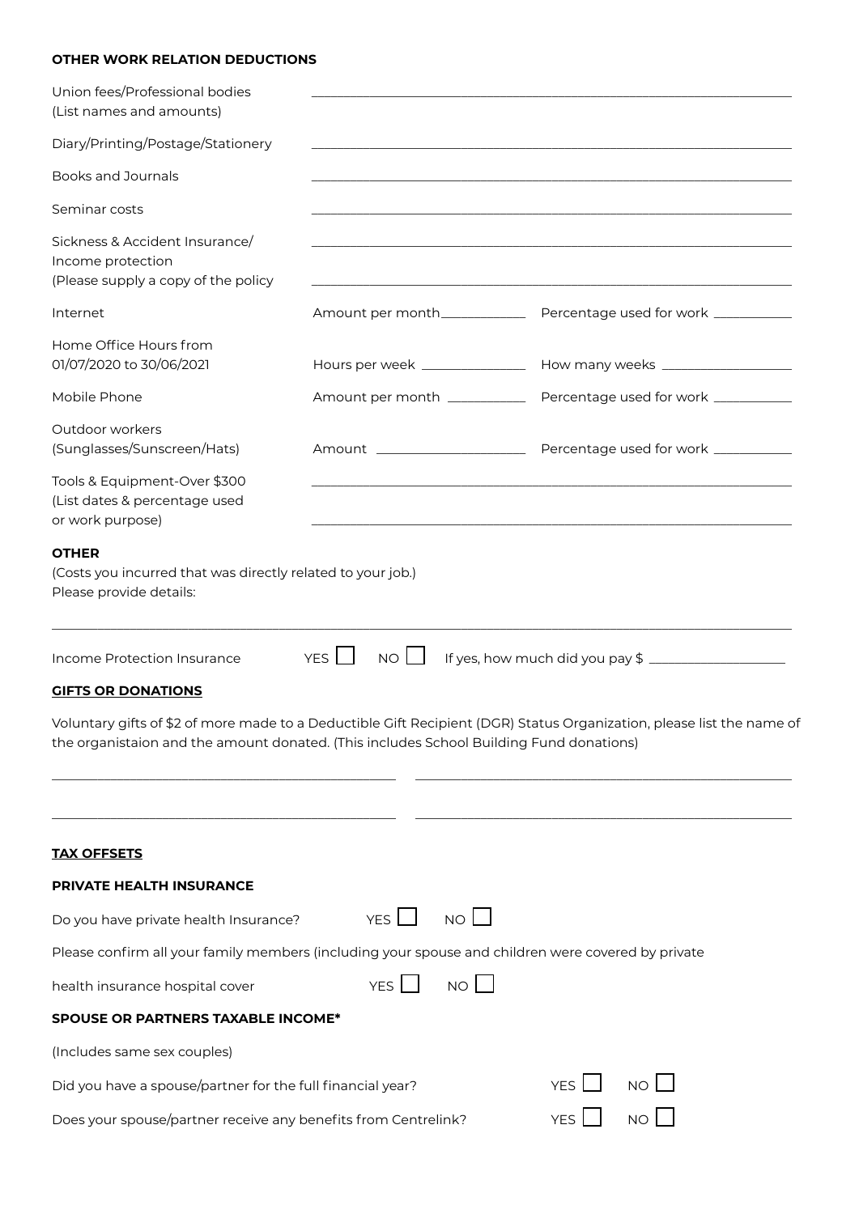**OTHER WORK RELATION DEDUCTIONS**

| | | |
|---|---|---|
| Union fees/Professional bodies (List names and amounts) | ______________________________ | |
| Diary/Printing/Postage/Stationery | ______________________________ | |
| Books and Journals | ______________________________ | |
| Seminar costs | ______________________________ | |
| Sickness & Accident Insurance/ Income protection (Please supply a copy of the policy | ______________________________ ______________________________ | |
| Internet | Amount per month____________ | Percentage used for work ___________ |
| Home Office Hours from 01/07/2020 to 30/06/2021 | Hours per week _______________ | How many weeks __________________ |
| Mobile Phone | Amount per month ___________ | Percentage used for work ___________ |
| Outdoor workers (Sunglasses/Sunscreen/Hats) | Amount _____________________ | Percentage used for work ___________ |
| Tools & Equipment-Over $300 (List dates & percentage used or work purpose) | ______________________________ ______________________________ | |

**OTHER**

(Costs you incurred that was directly related to your job.)
Please provide details:

______________________________________________________________________

Income Protection Insurance YES ☐ NO ☐ If yes, how much did you pay $ ___________________

**GIFTS OR DONATIONS**

Voluntary gifts of $2 of more made to a Deductible Gift Recipient (DGR) Status Organization, please list the name of the organistaion and the amount donated. (This includes School Building Fund donations)

______________________________ ______________________________

______________________________ ______________________________

**TAX OFFSETS**

**PRIVATE HEALTH INSURANCE**

Do you have private health Insurance? YES ☐ NO ☐

Please confirm all your family members (including your spouse and children were covered by private health insurance hospital cover YES ☐ NO ☐

**SPOUSE OR PARTNERS TAXABLE INCOME***

(Includes same sex couples)

Did you have a spouse/partner for the full financial year? YES ☐ NO ☐

Does your spouse/partner receive any benefits from Centrelink? YES ☐ NO ☐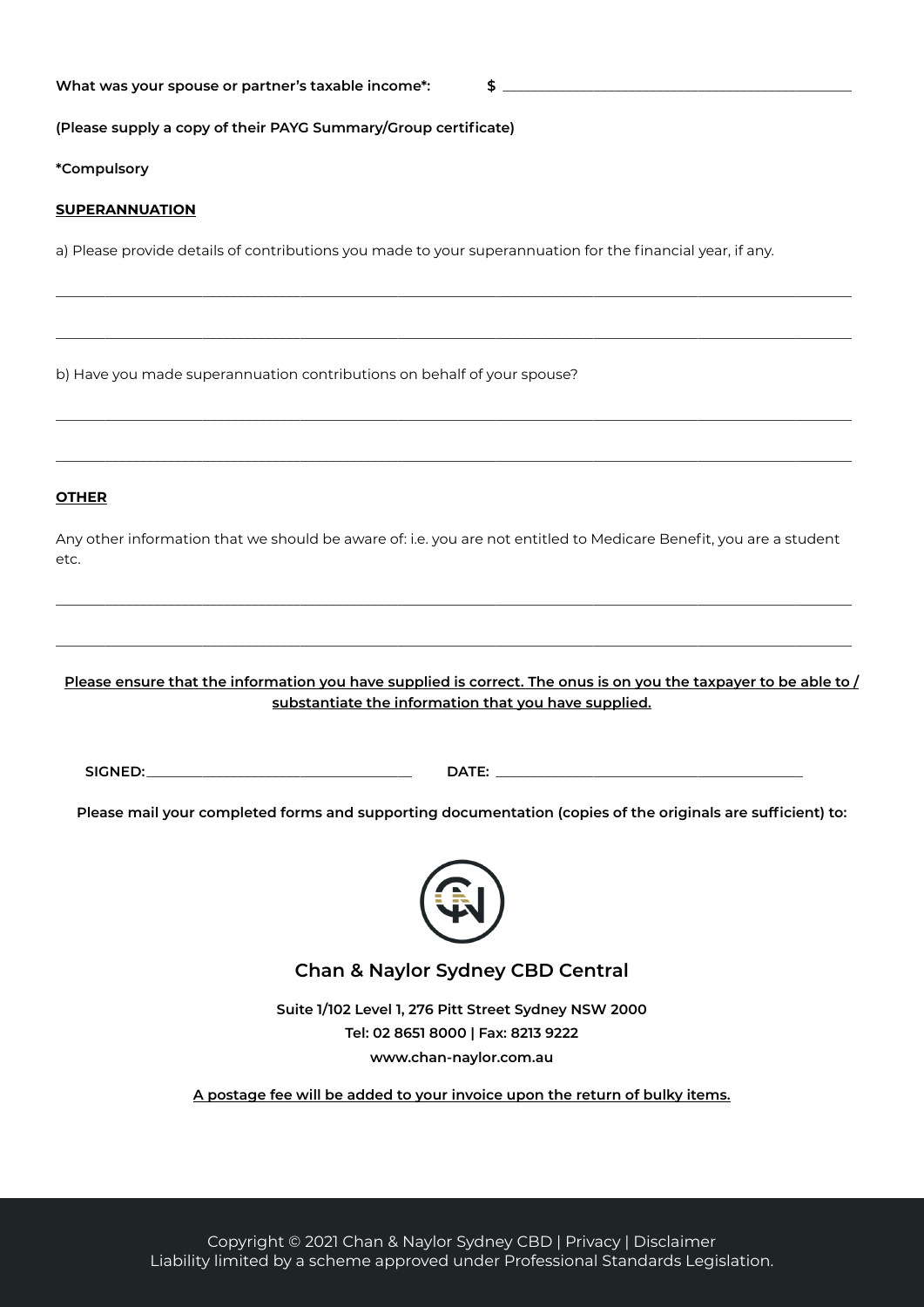**What was your spouse or partner's taxable income*:** **$** ____________________

**(Please supply a copy of their PAYG Summary/Group certificate)**

***Compulsory**

**SUPERANNUATION**

a) Please provide details of contributions you made to your superannuation for the financial year, if any.

______________________________________________________________________

______________________________________________________________________

b) Have you made superannuation contributions on behalf of your spouse?

______________________________________________________________________

______________________________________________________________________

**OTHER**

Any other information that we should be aware of: i.e. you are not entitled to Medicare Benefit, you are a student etc.

______________________________________________________________________

______________________________________________________________________

**Please ensure that the information you have supplied is correct. The onus is on you the taxpayer to be able to / substantiate the information that you have supplied.**

**SIGNED:**____________________ **DATE:** ____________________

**Please mail your completed forms and supporting documentation (copies of the originals are sufficient) to:**

**Chan & Naylor Sydney CBD Central**

**Suite 1/102 Level 1, 276 Pitt Street Sydney NSW 2000**
**Tel: 02 8651 8000 | Fax: 8213 9222**
**www.chan-naylor.com.au**

**A postage fee will be added to your invoice upon the return of bulky items.**

Copyright © 2021 Chan & Naylor Sydney CBD | Privacy | Disclaimer
Liability limited by a scheme approved under Professional Standards Legislation.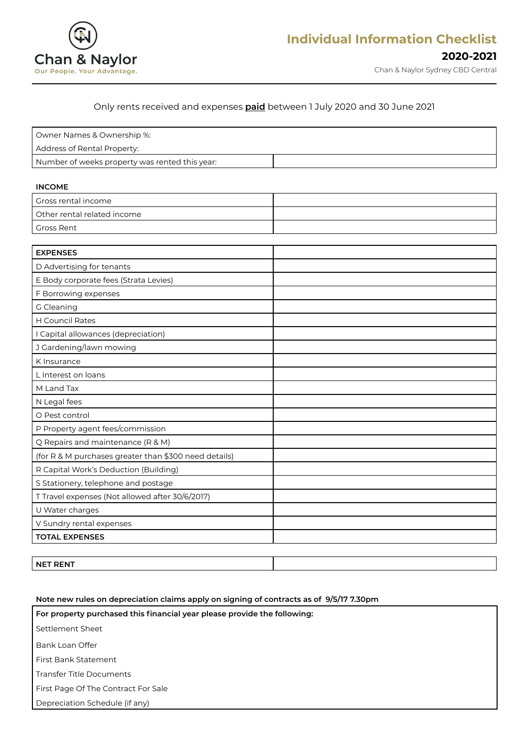Chan & Naylor
Our People. Your Advantage.

# Individual Information Checklist

## 2020-2021

Chan & Naylor Sydney CBD Central

Only rents received and expenses **paid** between 1 July 2020 and 30 June 2021

| | |
|---|---|
| Owner Names & Ownership %: | |
| Address of Rental Property: | |
| Number of weeks property was rented this year: | |

**INCOME**

| | |
|---|---|
| Gross rental income | |
| Other rental related income | |
| Gross Rent | |

| **EXPENSES** | |
|---|---|
| D Advertising for tenants | |
| E Body corporate fees (Strata Levies) | |
| F Borrowing expenses | |
| G Cleaning | |
| H Council Rates | |
| I Capital allowances (depreciation) | |
| J Gardening/lawn mowing | |
| K Insurance | |
| L Interest on loans | |
| M Land Tax | |
| N Legal fees | |
| O Pest control | |
| P Property agent fees/commission | |
| Q Repairs and maintenance (R & M) | |
| (for R & M purchases greater than $300 need details) | |
| R Capital Work's Deduction (Building) | |
| S Stationery, telephone and postage | |
| T Travel expenses (Not allowed after 30/6/2017) | |
| U Water charges | |
| V Sundry rental expenses | |
| **TOTAL EXPENSES** | |

| | |
|---|---|
| **NET RENT** | |

**Note new rules on depreciation claims apply on signing of contracts as of 9/5/17 7.30pm**

**For property purchased this financial year please provide the following:**

Settlement Sheet

Bank Loan Offer

First Bank Statement

Transfer Title Documents

First Page Of The Contract For Sale

Depreciation Schedule (if any)